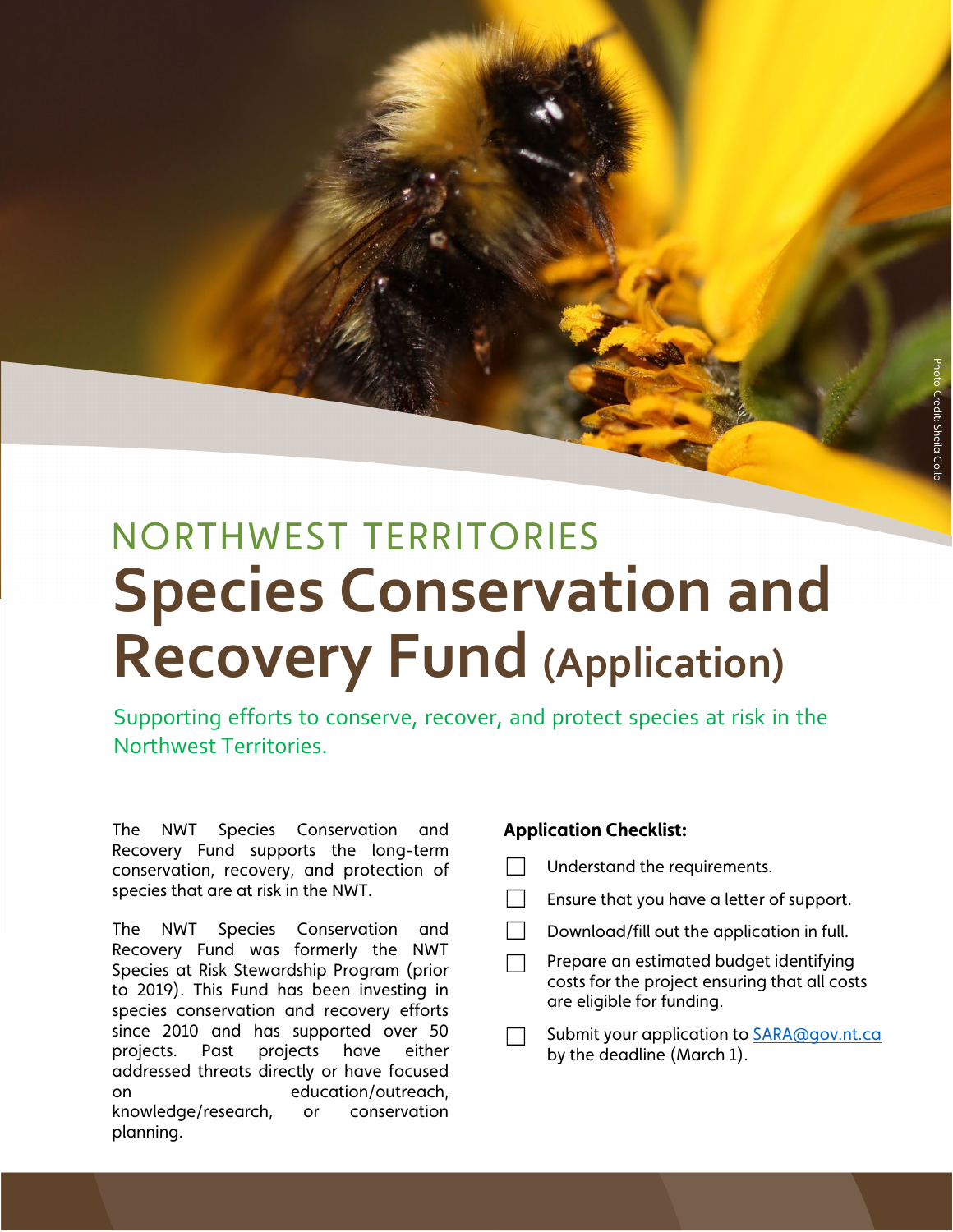NORTHWEST TERRITORIES

# Species Conservation and Recovery Fund (Application)

Supporting efforts to conserve, recover, and protect species at risk in the Northwest Territories.

The NWT Species Conservation and Recovery Fund supports the long-term conservation, recovery, and protection of species that are at risk in the NWT.

The NWT Species Conservation and Recovery Fund was formerly the NWT Species at Risk Stewardship Program (prior to 2019). This Fund has been investing in species conservation and recovery efforts since 2010 and has supported over 50 projects. Past projects have either addressed threats directly or have focused on education/outreach, knowledge/research, or conservation planning.

**Application Checklist:**

- [ ] Understand the requirements.
- [ ] Ensure that you have a letter of support.
- [ ] Download/fill out the application in full.
- [ ] Prepare an estimated budget identifying costs for the project ensuring that all costs are eligible for funding.
- [ ] Submit your application to SARA@gov.nt.ca by the deadline (March 1).

Photo Credit: Sheila Colla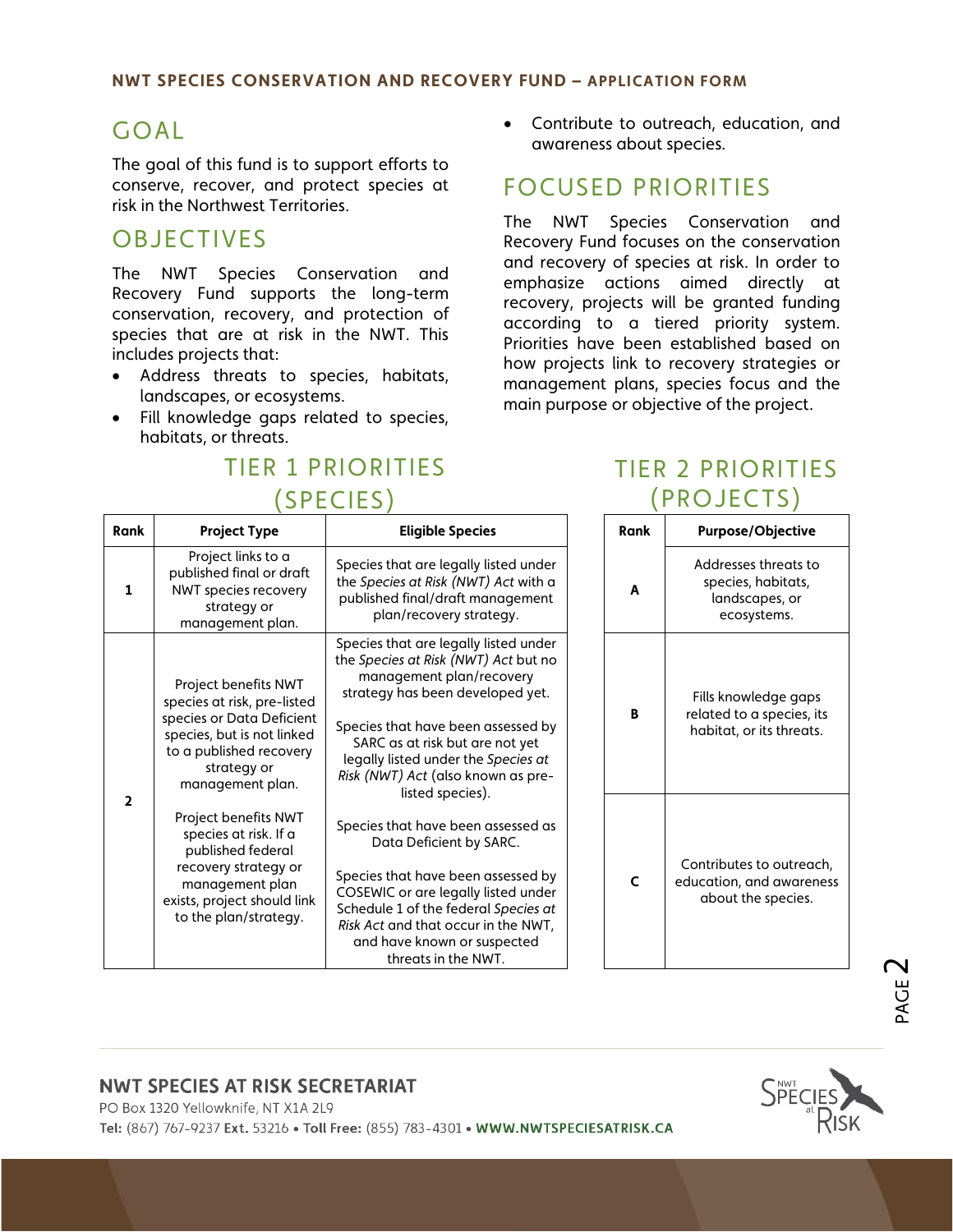## GOAL

The goal of this fund is to support efforts to conserve, recover, and protect species at risk in the Northwest Territories.

## OBJECTIVES

The NWT Species Conservation and Recovery Fund supports the long-term conservation, recovery, and protection of species that are at risk in the NWT. This includes projects that:

- Address threats to species, habitats, landscapes, or ecosystems.
- Fill knowledge gaps related to species, habitats, or threats.
- Contribute to outreach, education, and awareness about species.

## FOCUSED PRIORITIES

The NWT Species Conservation and Recovery Fund focuses on the conservation and recovery of species at risk. In order to emphasize actions aimed directly at recovery, projects will be granted funding according to a tiered priority system. Priorities have been established based on how projects link to recovery strategies or management plans, species focus and the main purpose or objective of the project.

### TIER 1 PRIORITIES (SPECIES)

| Rank | Project Type | Eligible Species |
|---|---|---|
| 1 | Project links to a published final or draft NWT species recovery strategy or management plan. | Species that are legally listed under the *Species at Risk (NWT) Act* with a published final/draft management plan/recovery strategy. |
| 2 | Project benefits NWT species at risk, pre-listed species or Data Deficient species, but is not linked to a published recovery strategy or management plan.<br><br>Project benefits NWT species at risk. If a published federal recovery strategy or management plan exists, project should link to the plan/strategy. | Species that are legally listed under the *Species at Risk (NWT) Act* but no management plan/recovery strategy has been developed yet.<br><br>Species that have been assessed by SARC as at risk but are not yet legally listed under the *Species at Risk (NWT) Act* (also known as pre-listed species).<br><br>Species that have been assessed as Data Deficient by SARC.<br><br>Species that have been assessed by COSEWIC or are legally listed under Schedule 1 of the federal *Species at Risk Act* and that occur in the NWT, and have known or suspected threats in the NWT. |

### TIER 2 PRIORITIES (PROJECTS)

| Rank | Purpose/Objective |
|---|---|
| A | Addresses threats to species, habitats, landscapes, or ecosystems. |
| B | Fills knowledge gaps related to a species, its habitat, or its threats. |
| C | Contributes to outreach, education, and awareness about the species. |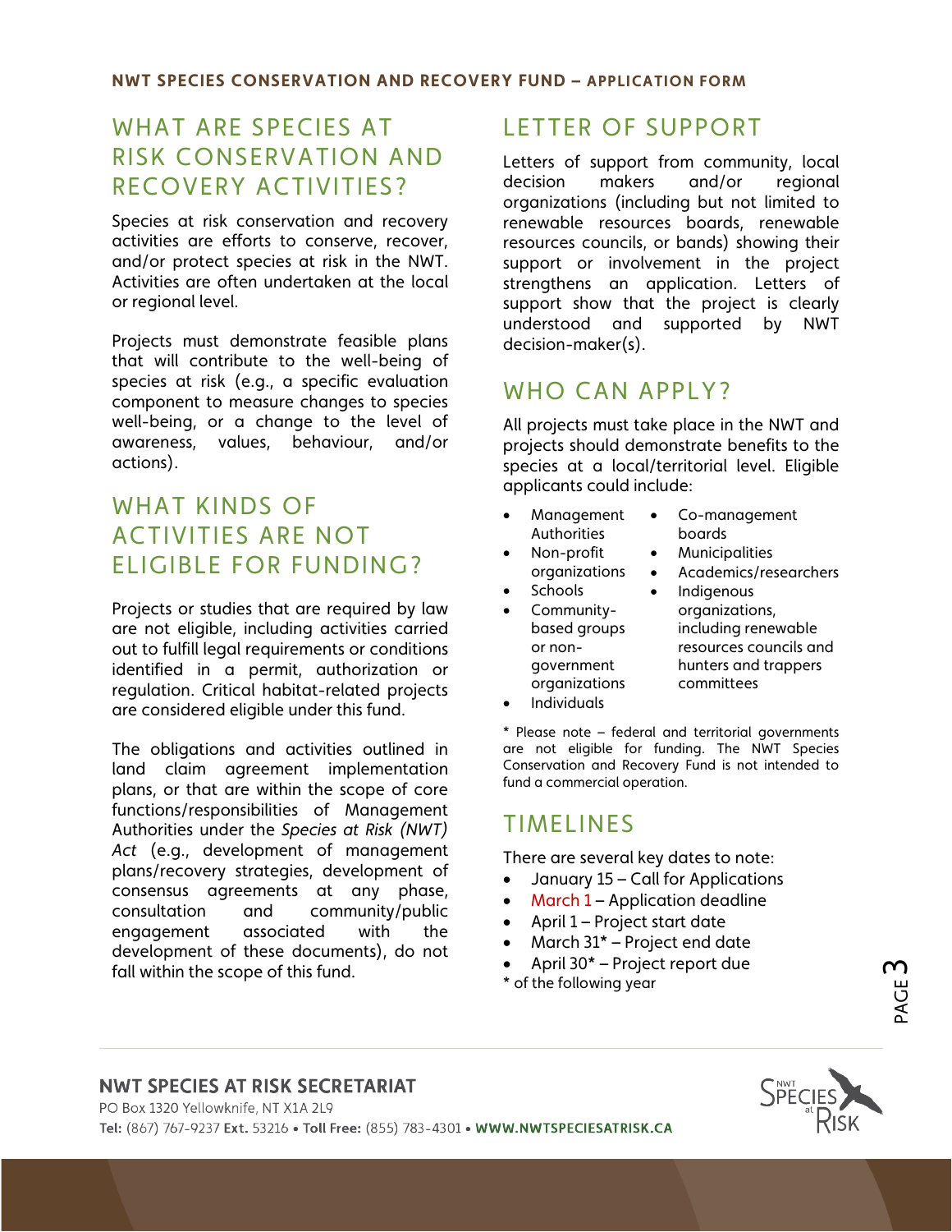## WHAT ARE SPECIES AT RISK CONSERVATION AND RECOVERY ACTIVITIES?

Species at risk conservation and recovery activities are efforts to conserve, recover, and/or protect species at risk in the NWT. Activities are often undertaken at the local or regional level.

Projects must demonstrate feasible plans that will contribute to the well-being of species at risk (e.g., a specific evaluation component to measure changes to species well-being, or a change to the level of awareness, values, behaviour, and/or actions).

## WHAT KINDS OF ACTIVITIES ARE NOT ELIGIBLE FOR FUNDING?

Projects or studies that are required by law are not eligible, including activities carried out to fulfill legal requirements or conditions identified in a permit, authorization or regulation. Critical habitat-related projects are considered eligible under this fund.

The obligations and activities outlined in land claim agreement implementation plans, or that are within the scope of core functions/responsibilities of Management Authorities under the *Species at Risk (NWT) Act* (e.g., development of management plans/recovery strategies, development of consensus agreements at any phase, consultation and community/public engagement associated with the development of these documents), do not fall within the scope of this fund.

## LETTER OF SUPPORT

Letters of support from community, local decision makers and/or regional organizations (including but not limited to renewable resources boards, renewable resources councils, or bands) showing their support or involvement in the project strengthens an application. Letters of support show that the project is clearly understood and supported by NWT decision-maker(s).

## WHO CAN APPLY?

All projects must take place in the NWT and projects should demonstrate benefits to the species at a local/territorial level. Eligible applicants could include:

- Management Authorities
- Non-profit organizations
- Schools
- Community-based groups or non-government organizations
- Individuals
- Co-management boards
- Municipalities
- Academics/researchers
- Indigenous organizations, including renewable resources councils and hunters and trappers committees

* Please note – federal and territorial governments are not eligible for funding. The NWT Species Conservation and Recovery Fund is not intended to fund a commercial operation.

## TIMELINES

There are several key dates to note:

- January 15 – Call for Applications
- March 1 – Application deadline
- April 1 – Project start date
- March 31* – Project end date
- April 30* – Project report due

* of the following year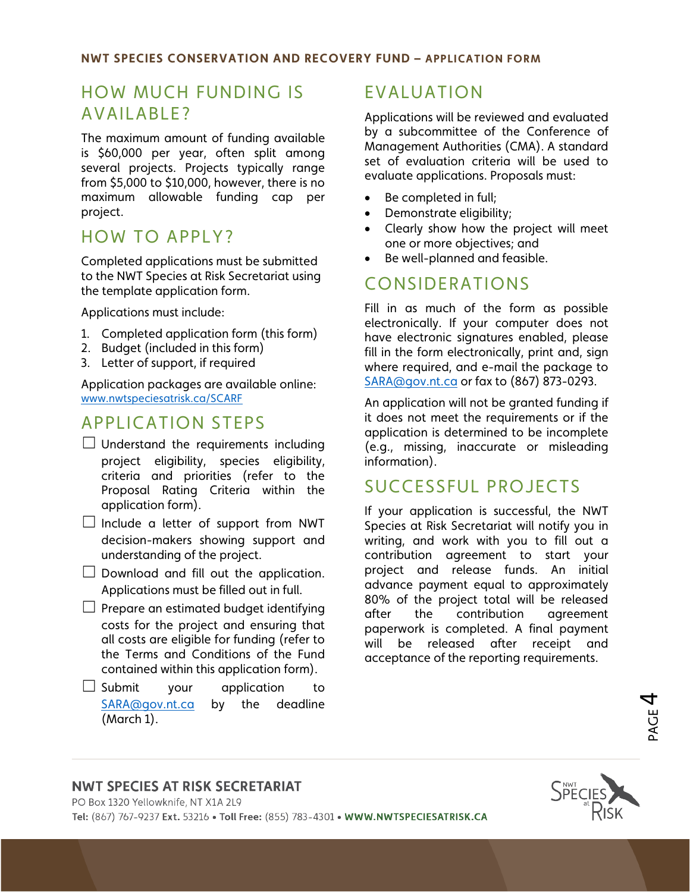## HOW MUCH FUNDING IS AVAILABLE?

The maximum amount of funding available is $60,000 per year, often split among several projects. Projects typically range from $5,000 to $10,000, however, there is no maximum allowable funding cap per project.

## HOW TO APPLY?

Completed applications must be submitted to the NWT Species at Risk Secretariat using the template application form.

Applications must include:

1. Completed application form (this form)
2. Budget (included in this form)
3. Letter of support, if required

Application packages are available online: www.nwtspeciesatrisk.ca/SCARF

## APPLICATION STEPS

- ☐ Understand the requirements including project eligibility, species eligibility, criteria and priorities (refer to the Proposal Rating Criteria within the application form).
- ☐ Include a letter of support from NWT decision-makers showing support and understanding of the project.
- ☐ Download and fill out the application. Applications must be filled out in full.
- ☐ Prepare an estimated budget identifying costs for the project and ensuring that all costs are eligible for funding (refer to the Terms and Conditions of the Fund contained within this application form).
- ☐ Submit your application to SARA@gov.nt.ca by the deadline (March 1).

## EVALUATION

Applications will be reviewed and evaluated by a subcommittee of the Conference of Management Authorities (CMA). A standard set of evaluation criteria will be used to evaluate applications. Proposals must:

- Be completed in full;
- Demonstrate eligibility;
- Clearly show how the project will meet one or more objectives; and
- Be well-planned and feasible.

## CONSIDERATIONS

Fill in as much of the form as possible electronically. If your computer does not have electronic signatures enabled, please fill in the form electronically, print and, sign where required, and e-mail the package to SARA@gov.nt.ca or fax to (867) 873-0293.

An application will not be granted funding if it does not meet the requirements or if the application is determined to be incomplete (e.g., missing, inaccurate or misleading information).

## SUCCESSFUL PROJECTS

If your application is successful, the NWT Species at Risk Secretariat will notify you in writing, and work with you to fill out a contribution agreement to start your project and release funds. An initial advance payment equal to approximately 80% of the project total will be released after the contribution agreement paperwork is completed. A final payment will be released after receipt and acceptance of the reporting requirements.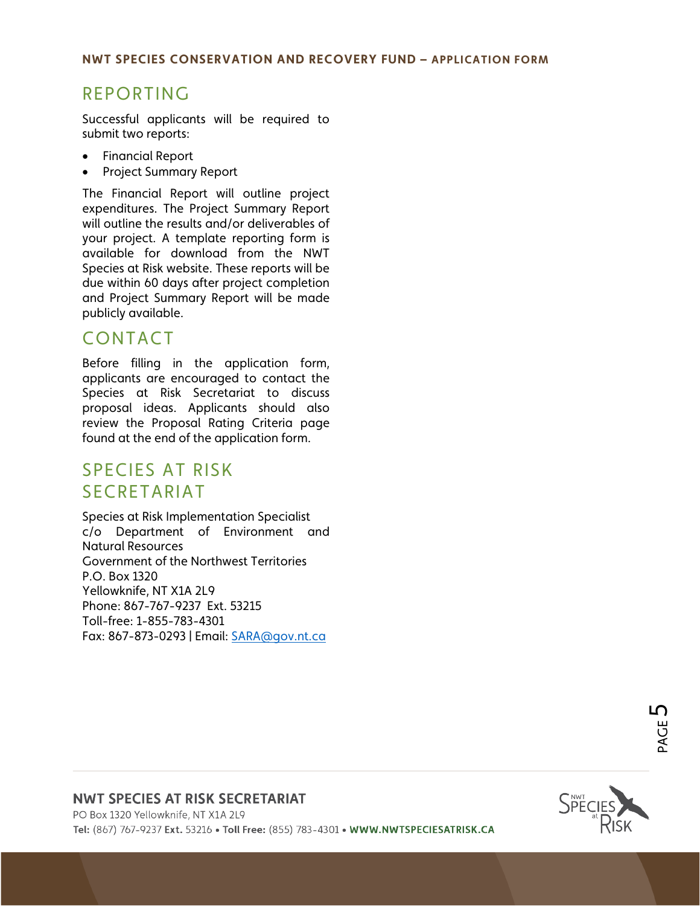## REPORTING

Successful applicants will be required to submit two reports:

- Financial Report
- Project Summary Report

The Financial Report will outline project expenditures. The Project Summary Report will outline the results and/or deliverables of your project. A template reporting form is available for download from the NWT Species at Risk website. These reports will be due within 60 days after project completion and Project Summary Report will be made publicly available.

## CONTACT

Before filling in the application form, applicants are encouraged to contact the Species at Risk Secretariat to discuss proposal ideas. Applicants should also review the Proposal Rating Criteria page found at the end of the application form.

## SPECIES AT RISK SECRETARIAT

Species at Risk Implementation Specialist
c/o Department of Environment and Natural Resources
Government of the Northwest Territories
P.O. Box 1320
Yellowknife, NT X1A 2L9
Phone: 867-767-9237 Ext. 53215
Toll-free: 1-855-783-4301
Fax: 867-873-0293 | Email: SARA@gov.nt.ca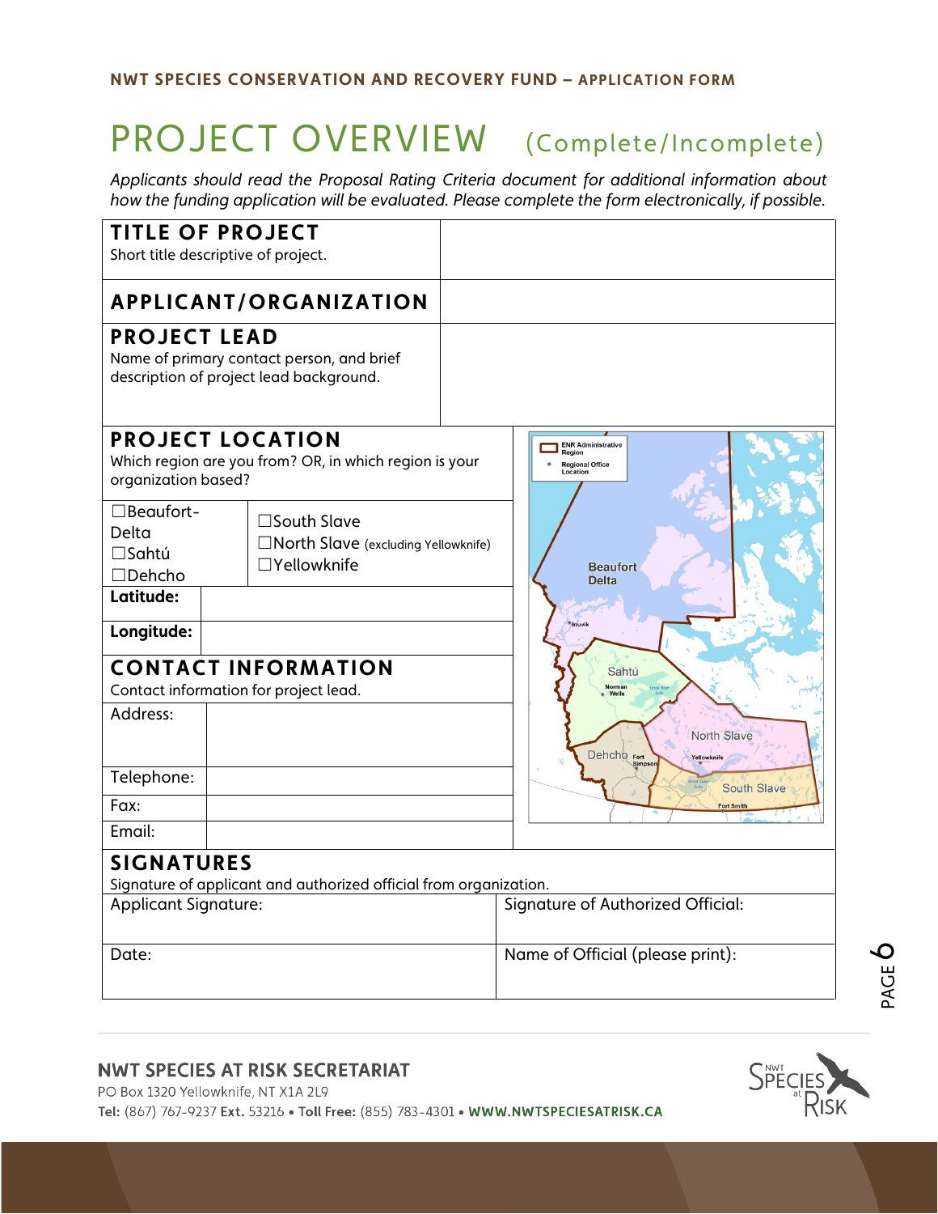# PROJECT OVERVIEW (Complete/Incomplete)

*Applicants should read the Proposal Rating Criteria document for additional information about how the funding application will be evaluated. Please complete the form electronically, if possible.*

| | |
|---|---|
| **TITLE OF PROJECT**<br>Short title descriptive of project. | |
| **APPLICANT/ORGANIZATION** | |
| **PROJECT LEAD**<br>Name of primary contact person, and brief description of project lead background. | |

## PROJECT LOCATION

Which region are you from? OR, in which region is your organization based?

| | |
|---|---|
| ☐Beaufort-Delta<br>☐Sahtú<br>☐Dehcho | ☐South Slave<br>☐North Slave (excluding Yellowknife)<br>☐Yellowknife |
| **Latitude:** | |
| **Longitude:** | |

## CONTACT INFORMATION

Contact information for project lead.

| | |
|---|---|
| Address: | |
| Telephone: | |
| Fax: | |
| Email: | |

## SIGNATURES

Signature of applicant and authorized official from organization.

| | |
|---|---|
| Applicant Signature: | Signature of Authorized Official: |
| Date: | Name of Official (please print): |

**NWT SPECIES AT RISK SECRETARIAT**
PO Box 1320 Yellowknife, NT X1A 2L9
**Tel:** (867) 767-9237 **Ext.** 53216 • **Toll Free:** (855) 783-4301 • **WWW.NWTSPECIESATRISK.CA**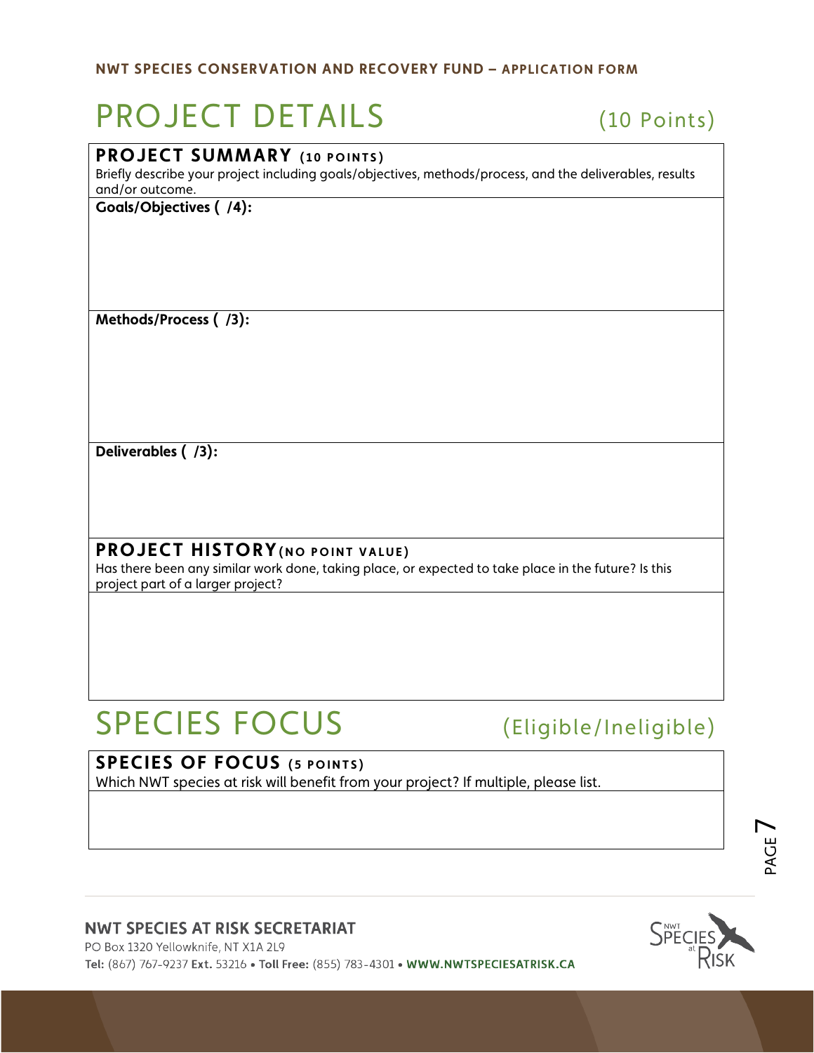# PROJECT DETAILS (10 Points)

## PROJECT SUMMARY (10 POINTS)

Briefly describe your project including goals/objectives, methods/process, and the deliverables, results and/or outcome.

**Goals/Objectives ( /4):**

**Methods/Process ( /3):**

**Deliverables ( /3):**

## PROJECT HISTORY (NO POINT VALUE)

Has there been any similar work done, taking place, or expected to take place in the future? Is this project part of a larger project?

# SPECIES FOCUS (Eligible/Ineligible)

## SPECIES OF FOCUS (5 POINTS)

Which NWT species at risk will benefit from your project? If multiple, please list.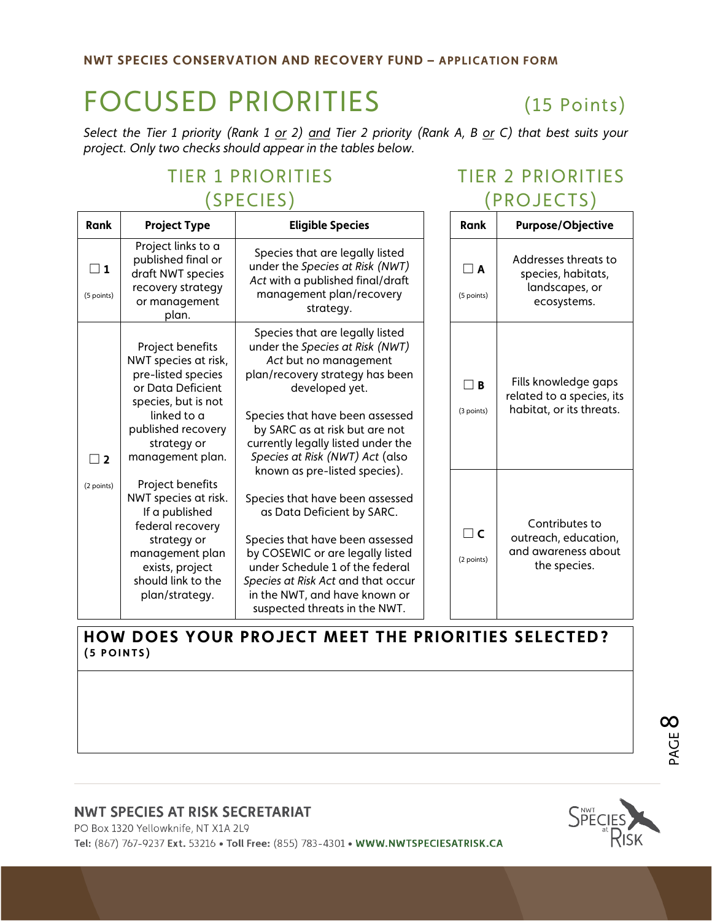# FOCUSED PRIORITIES (15 Points)

*Select the Tier 1 priority (Rank 1 or 2) and Tier 2 priority (Rank A, B or C) that best suits your project. Only two checks should appear in the tables below.*

## TIER 1 PRIORITIES (SPECIES)

| Rank | Project Type | Eligible Species |
|---|---|---|
| ☐ **1** (5 points) | Project links to a published final or draft NWT species recovery strategy or management plan. | Species that are legally listed under the *Species at Risk (NWT) Act* with a published final/draft management plan/recovery strategy. |
| ☐ **2** (2 points) | Project benefits NWT species at risk, pre-listed species or Data Deficient species, but is not linked to a published recovery strategy or management plan.<br><br>Project benefits NWT species at risk. If a published federal recovery strategy or management plan exists, project should link to the plan/strategy. | Species that are legally listed under the *Species at Risk (NWT) Act* but no management plan/recovery strategy has been developed yet.<br><br>Species that have been assessed by SARC as at risk but are not currently legally listed under the *Species at Risk (NWT) Act* (also known as pre-listed species).<br><br>Species that have been assessed as Data Deficient by SARC.<br><br>Species that have been assessed by COSEWIC or are legally listed under Schedule 1 of the federal *Species at Risk Act* and that occur in the NWT, and have known or suspected threats in the NWT. |

## TIER 2 PRIORITIES (PROJECTS)

| Rank | Purpose/Objective |
|---|---|
| ☐ **A** (5 points) | Addresses threats to species, habitats, landscapes, or ecosystems. |
| ☐ **B** (3 points) | Fills knowledge gaps related to a species, its habitat, or its threats. |
| ☐ **C** (2 points) | Contributes to outreach, education, and awareness about the species. |

| **HOW DOES YOUR PROJECT MEET THE PRIORITIES SELECTED?** **(5 POINTS)** |
|---|
| |

**NWT SPECIES AT RISK SECRETARIAT**
PO Box 1320 Yellowknife, NT X1A 2L9
**Tel:** (867) 767-9237 **Ext.** 53216 • **Toll Free:** (855) 783-4301 • **WWW.NWTSPECIESATRISK.CA**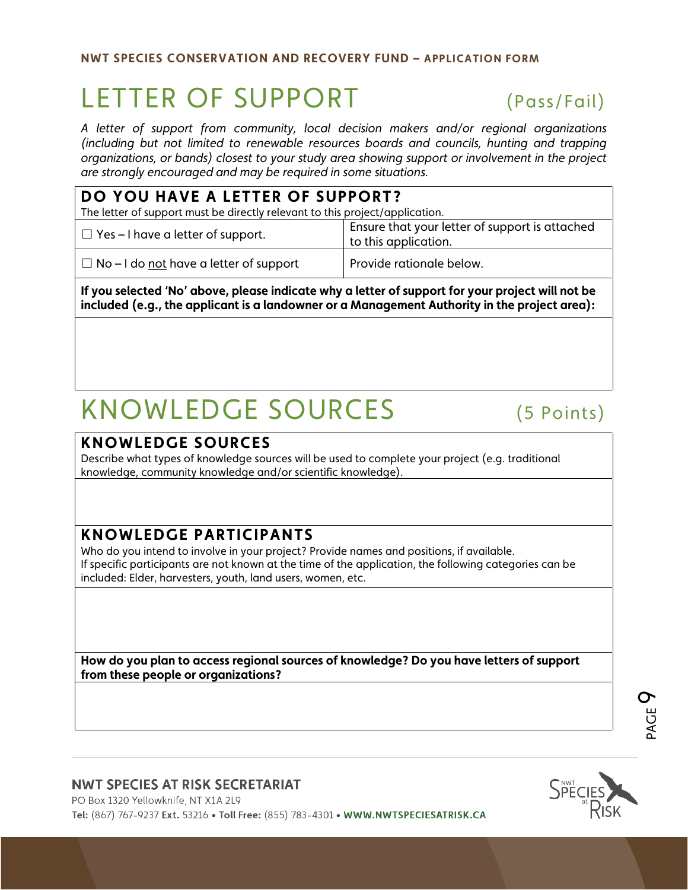# LETTER OF SUPPORT (Pass/Fail)

*A letter of support from community, local decision makers and/or regional organizations (including but not limited to renewable resources boards and councils, hunting and trapping organizations, or bands) closest to your study area showing support or involvement in the project are strongly encouraged and may be required in some situations.*

## DO YOU HAVE A LETTER OF SUPPORT?

The letter of support must be directly relevant to this project/application.

| | |
|---|---|
| ☐ Yes – I have a letter of support. | Ensure that your letter of support is attached to this application. |
| ☐ No – I do not have a letter of support | Provide rationale below. |

**If you selected 'No' above, please indicate why a letter of support for your project will not be included (e.g., the applicant is a landowner or a Management Authority in the project area):**

# KNOWLEDGE SOURCES (5 Points)

## KNOWLEDGE SOURCES

Describe what types of knowledge sources will be used to complete your project (e.g. traditional knowledge, community knowledge and/or scientific knowledge).

## KNOWLEDGE PARTICIPANTS

Who do you intend to involve in your project? Provide names and positions, if available.
If specific participants are not known at the time of the application, the following categories can be included: Elder, harvesters, youth, land users, women, etc.

**How do you plan to access regional sources of knowledge? Do you have letters of support from these people or organizations?**

**NWT SPECIES AT RISK SECRETARIAT**
PO Box 1320 Yellowknife, NT X1A 2L9
**Tel:** (867) 767-9237 **Ext.** 53216 • **Toll Free:** (855) 783-4301 • **WWW.NWTSPECIESATRISK.CA**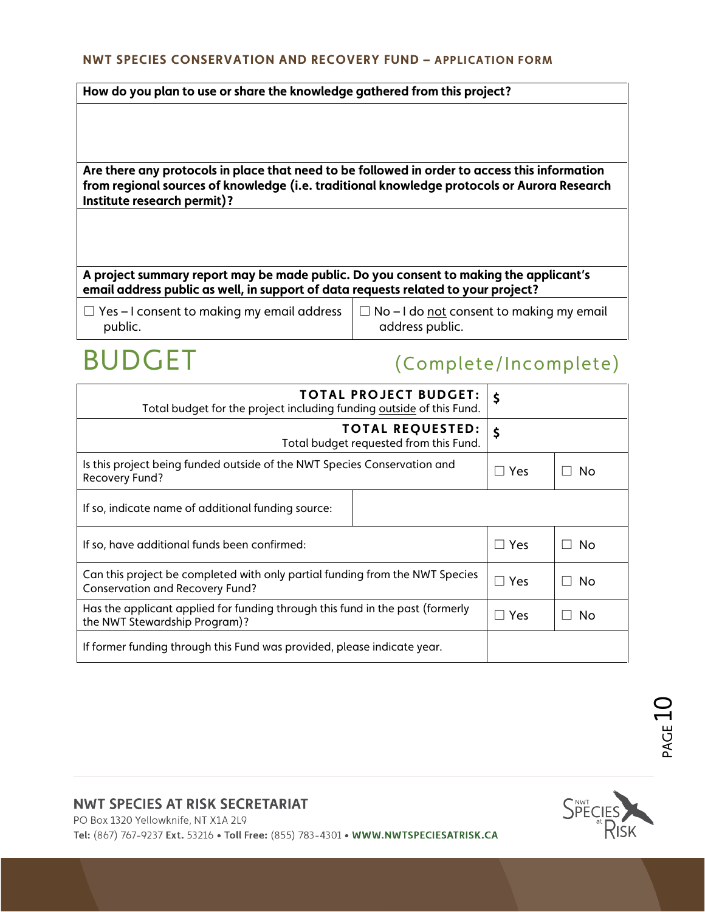| How do you plan to use or share the knowledge gathered from this project? |
| --- |
| |

| Are there any protocols in place that need to be followed in order to access this information from regional sources of knowledge (i.e. traditional knowledge protocols or Aurora Research Institute research permit)? |
| --- |
| |

| A project summary report may be made public. Do you consent to making the applicant's email address public as well, in support of data requests related to your project? | |
| --- | --- |
| ☐ Yes – I consent to making my email address public. | ☐ No – I do not consent to making my email address public. |

# BUDGET (Complete/Incomplete)

| | | |
| --- | --- | --- |
| **TOTAL PROJECT BUDGET:** Total budget for the project including funding outside of this Fund. | $ | |
| **TOTAL REQUESTED:** Total budget requested from this Fund. | $ | |
| Is this project being funded outside of the NWT Species Conservation and Recovery Fund? | ☐ Yes | ☐ No |
| If so, indicate name of additional funding source: | | |
| If so, have additional funds been confirmed: | ☐ Yes | ☐ No |
| Can this project be completed with only partial funding from the NWT Species Conservation and Recovery Fund? | ☐ Yes | ☐ No |
| Has the applicant applied for funding through this fund in the past (formerly the NWT Stewardship Program)? | ☐ Yes | ☐ No |
| If former funding through this Fund was provided, please indicate year. | | |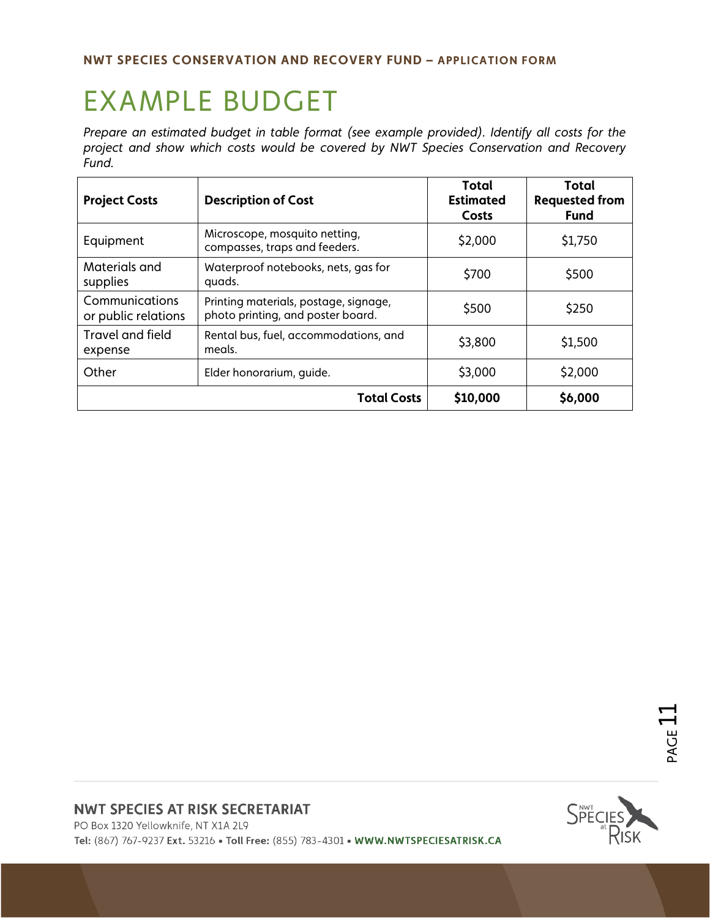# EXAMPLE BUDGET

*Prepare an estimated budget in table format (see example provided). Identify all costs for the project and show which costs would be covered by NWT Species Conservation and Recovery Fund.*

| **Project Costs** | **Description of Cost** | **Total Estimated Costs** | **Total Requested from Fund** |
|---|---|---|---|
| Equipment | Microscope, mosquito netting, compasses, traps and feeders. | $2,000 | $1,750 |
| Materials and supplies | Waterproof notebooks, nets, gas for quads. | $700 | $500 |
| Communications or public relations | Printing materials, postage, signage, photo printing, and poster board. | $500 | $250 |
| Travel and field expense | Rental bus, fuel, accommodations, and meals. | $3,800 | $1,500 |
| Other | Elder honorarium, guide. | $3,000 | $2,000 |
| | **Total Costs** | **$10,000** | **$6,000** |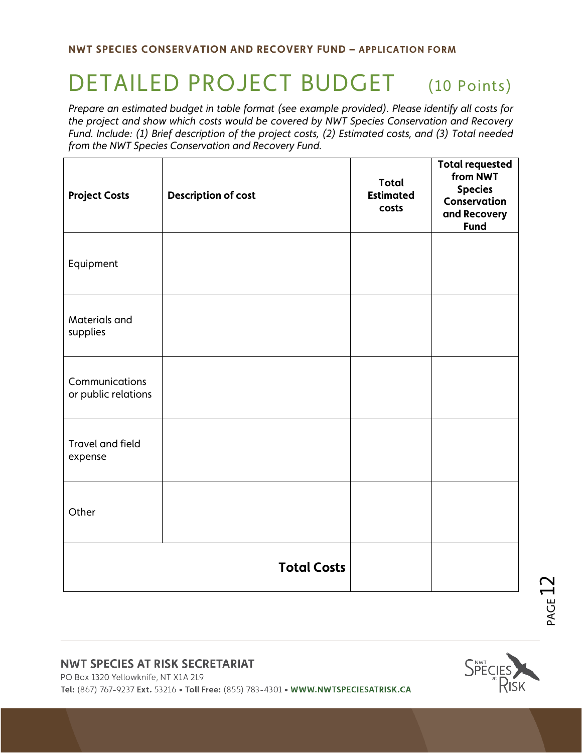# DETAILED PROJECT BUDGET (10 Points)

*Prepare an estimated budget in table format (see example provided). Please identify all costs for the project and show which costs would be covered by NWT Species Conservation and Recovery Fund. Include: (1) Brief description of the project costs, (2) Estimated costs, and (3) Total needed from the NWT Species Conservation and Recovery Fund.*

| Project Costs | Description of cost | Total Estimated costs | Total requested from NWT Species Conservation and Recovery Fund |
|---|---|---|---|
| Equipment | | | |
| Materials and supplies | | | |
| Communications or public relations | | | |
| Travel and field expense | | | |
| Other | | | |
| | **Total Costs** | | |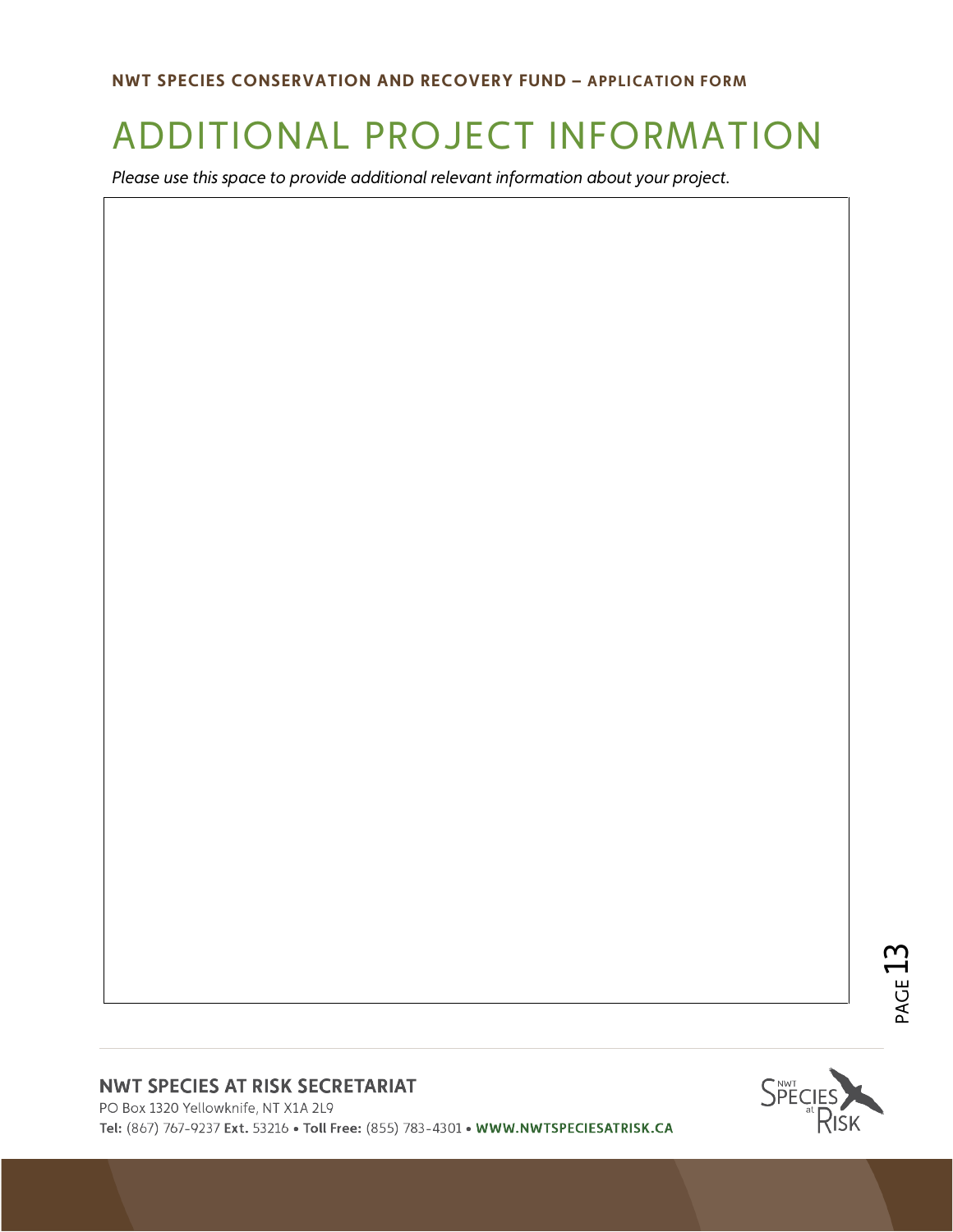# ADDITIONAL PROJECT INFORMATION

*Please use this space to provide additional relevant information about your project.*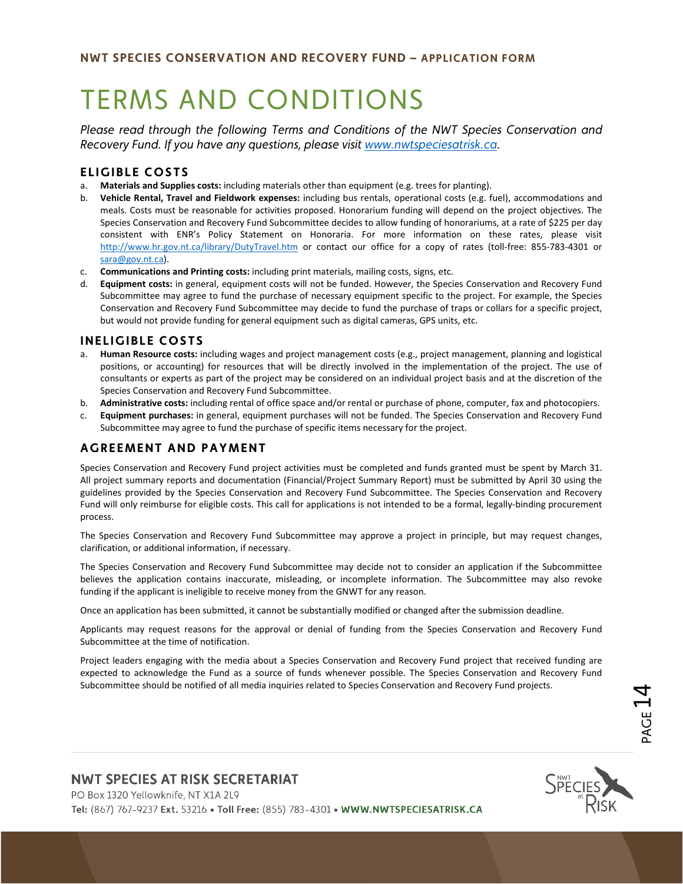# TERMS AND CONDITIONS

*Please read through the following Terms and Conditions of the NWT Species Conservation and Recovery Fund. If you have any questions, please visit [www.nwtspeciesatrisk.ca](http://www.nwtspeciesatrisk.ca).*

## ELIGIBLE COSTS

a. **Materials and Supplies costs:** including materials other than equipment (e.g. trees for planting).

b. **Vehicle Rental, Travel and Fieldwork expenses:** including bus rentals, operational costs (e.g. fuel), accommodations and meals. Costs must be reasonable for activities proposed. Honorarium funding will depend on the project objectives. The Species Conservation and Recovery Fund Subcommittee decides to allow funding of honorariums, at a rate of $225 per day consistent with ENR's Policy Statement on Honoraria. For more information on these rates, please visit http://www.hr.gov.nt.ca/library/DutyTravel.htm or contact our office for a copy of rates (toll-free: 855-783-4301 or sara@gov.nt.ca).

c. **Communications and Printing costs:** including print materials, mailing costs, signs, etc.

d. **Equipment costs:** in general, equipment costs will not be funded. However, the Species Conservation and Recovery Fund Subcommittee may agree to fund the purchase of necessary equipment specific to the project. For example, the Species Conservation and Recovery Fund Subcommittee may decide to fund the purchase of traps or collars for a specific project, but would not provide funding for general equipment such as digital cameras, GPS units, etc.

## INELIGIBLE COSTS

a. **Human Resource costs:** including wages and project management costs (e.g., project management, planning and logistical positions, or accounting) for resources that will be directly involved in the implementation of the project. The use of consultants or experts as part of the project may be considered on an individual project basis and at the discretion of the Species Conservation and Recovery Fund Subcommittee.

b. **Administrative costs:** including rental of office space and/or rental or purchase of phone, computer, fax and photocopiers.

c. **Equipment purchases:** in general, equipment purchases will not be funded. The Species Conservation and Recovery Fund Subcommittee may agree to fund the purchase of specific items necessary for the project.

## AGREEMENT AND PAYMENT

Species Conservation and Recovery Fund project activities must be completed and funds granted must be spent by March 31. All project summary reports and documentation (Financial/Project Summary Report) must be submitted by April 30 using the guidelines provided by the Species Conservation and Recovery Fund Subcommittee. The Species Conservation and Recovery Fund will only reimburse for eligible costs. This call for applications is not intended to be a formal, legally-binding procurement process.

The Species Conservation and Recovery Fund Subcommittee may approve a project in principle, but may request changes, clarification, or additional information, if necessary.

The Species Conservation and Recovery Fund Subcommittee may decide not to consider an application if the Subcommittee believes the application contains inaccurate, misleading, or incomplete information. The Subcommittee may also revoke funding if the applicant is ineligible to receive money from the GNWT for any reason.

Once an application has been submitted, it cannot be substantially modified or changed after the submission deadline.

Applicants may request reasons for the approval or denial of funding from the Species Conservation and Recovery Fund Subcommittee at the time of notification.

Project leaders engaging with the media about a Species Conservation and Recovery Fund project that received funding are expected to acknowledge the Fund as a source of funds whenever possible. The Species Conservation and Recovery Fund Subcommittee should be notified of all media inquiries related to Species Conservation and Recovery Fund projects.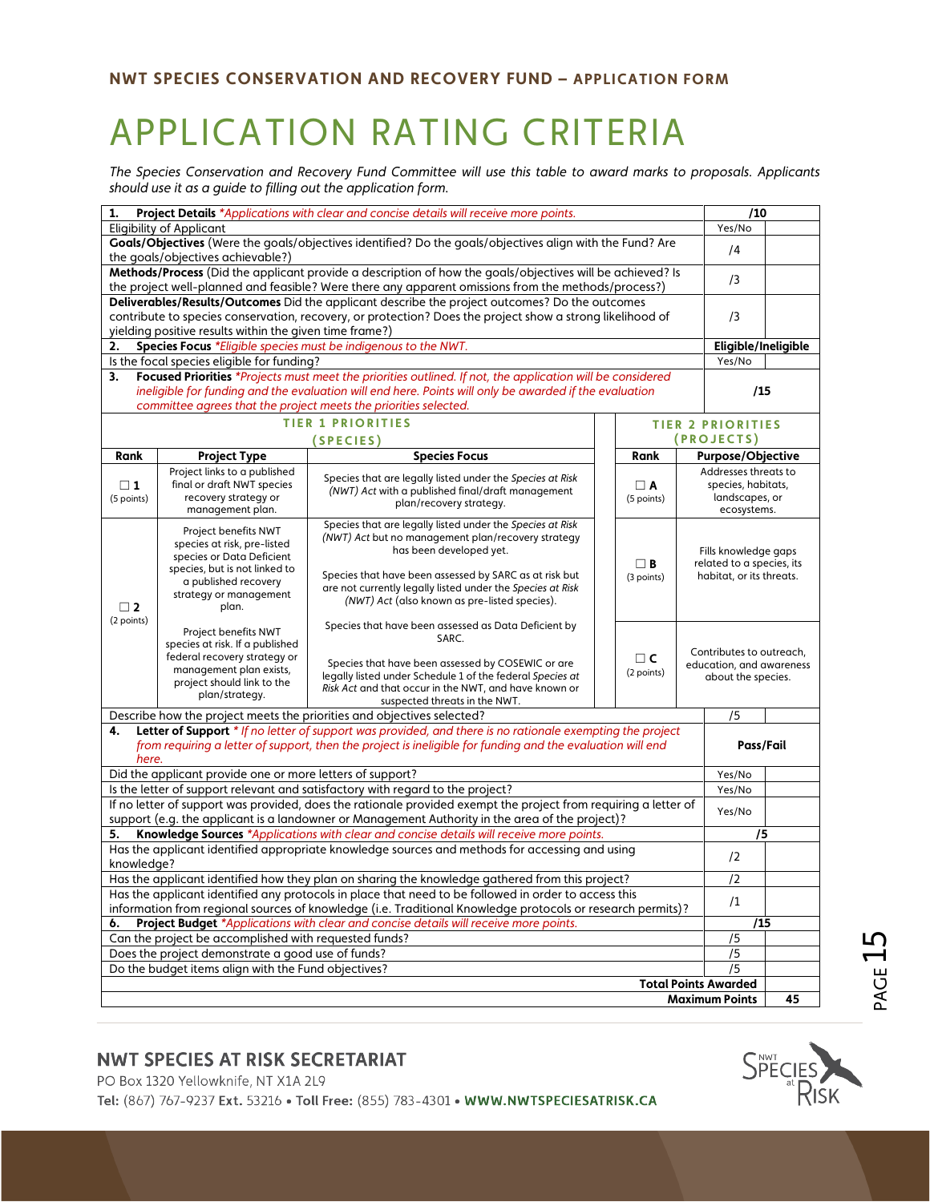# APPLICATION RATING CRITERIA

*The Species Conservation and Recovery Fund Committee will use this table to award marks to proposals. Applicants should use it as a guide to filling out the application form.*

| | | |
|---|---|---|
| **1. Project Details** *\*Applications with clear and concise details will receive more points.* | **/10** | |
| Eligibility of Applicant | Yes/No | |
| **Goals/Objectives** (Were the goals/objectives identified? Do the goals/objectives align with the Fund? Are the goals/objectives achievable?) | /4 | |
| **Methods/Process** (Did the applicant provide a description of how the goals/objectives will be achieved? Is the project well-planned and feasible? Were there any apparent omissions from the methods/process?) | /3 | |
| **Deliverables/Results/Outcomes** Did the applicant describe the project outcomes? Do the outcomes contribute to species conservation, recovery, or protection? Does the project show a strong likelihood of yielding positive results within the given time frame?) | /3 | |
| **2. Species Focus** *\*Eligible species must be indigenous to the NWT.* | **Eligible/Ineligible** | |
| Is the focal species eligible for funding? | Yes/No | |
| **3. Focused Priorities** *\*Projects must meet the priorities outlined. If not, the application will be considered ineligible for funding and the evaluation will end here. Points will only be awarded if the evaluation committee agrees that the project meets the priorities selected.* | **/15** | |

| TIER 1 PRIORITIES (SPECIES) | | | TIER 2 PRIORITIES (PROJECTS) | |
|---|---|---|---|---|
| **Rank** | **Project Type** | **Species Focus** | **Rank** | **Purpose/Objective** |
| ☐ **1** (5 points) | Project links to a published final or draft NWT species recovery strategy or management plan. | Species that are legally listed under the *Species at Risk (NWT) Act* with a published final/draft management plan/recovery strategy. | ☐ **A** (5 points) | Addresses threats to species, habitats, landscapes, or ecosystems. |
| ☐ **2** (2 points) | Project benefits NWT species at risk, pre-listed species or Data Deficient species, but is not linked to a published recovery strategy or management plan. | Species that are legally listed under the *Species at Risk (NWT) Act* but no management plan/recovery strategy has been developed yet. Species that have been assessed by SARC as at risk but are not currently legally listed under the *Species at Risk (NWT) Act* (also known as pre-listed species). | ☐ **B** (3 points) | Fills knowledge gaps related to a species, its habitat, or its threats. |
| | Project benefits NWT species at risk. If a published federal recovery strategy or management plan exists, project should link to the plan/strategy. | Species that have been assessed as Data Deficient by SARC. Species that have been assessed by COSEWIC or are legally listed under Schedule 1 of the federal *Species at Risk Act* and that occur in the NWT, and have known or suspected threats in the NWT. | ☐ **C** (2 points) | Contributes to outreach, education, and awareness about the species. |

| | | |
|---|---|---|
| Describe how the project meets the priorities and objectives selected? | /5 | |
| **4. Letter of Support** *\* If no letter of support was provided, and there is no rationale exempting the project from requiring a letter of support, then the project is ineligible for funding and the evaluation will end here.* | **Pass/Fail** | |
| Did the applicant provide one or more letters of support? | Yes/No | |
| Is the letter of support relevant and satisfactory with regard to the project? | Yes/No | |
| If no letter of support was provided, does the rationale provided exempt the project from requiring a letter of support (e.g. the applicant is a landowner or Management Authority in the area of the project)? | Yes/No | |
| **5. Knowledge Sources** *\*Applications with clear and concise details will receive more points.* | **/5** | |
| Has the applicant identified appropriate knowledge sources and methods for accessing and using knowledge? | /2 | |
| Has the applicant identified how they plan on sharing the knowledge gathered from this project? | /2 | |
| Has the applicant identified any protocols in place that need to be followed in order to access this information from regional sources of knowledge (i.e. Traditional Knowledge protocols or research permits)? | /1 | |
| **6. Project Budget** *\*Applications with clear and concise details will receive more points.* | **/15** | |
| Can the project be accomplished with requested funds? | /5 | |
| Does the project demonstrate a good use of funds? | /5 | |
| Do the budget items align with the Fund objectives? | /5 | |
| **Total Points Awarded** | | |
| **Maximum Points** | **45** | |

**NWT SPECIES AT RISK SECRETARIAT**

PO Box 1320 Yellowknife, NT X1A 2L9

**Tel:** (867) 767-9237 **Ext.** 53216 • **Toll Free:** (855) 783-4301 • **WWW.NWTSPECIESATRISK.CA**